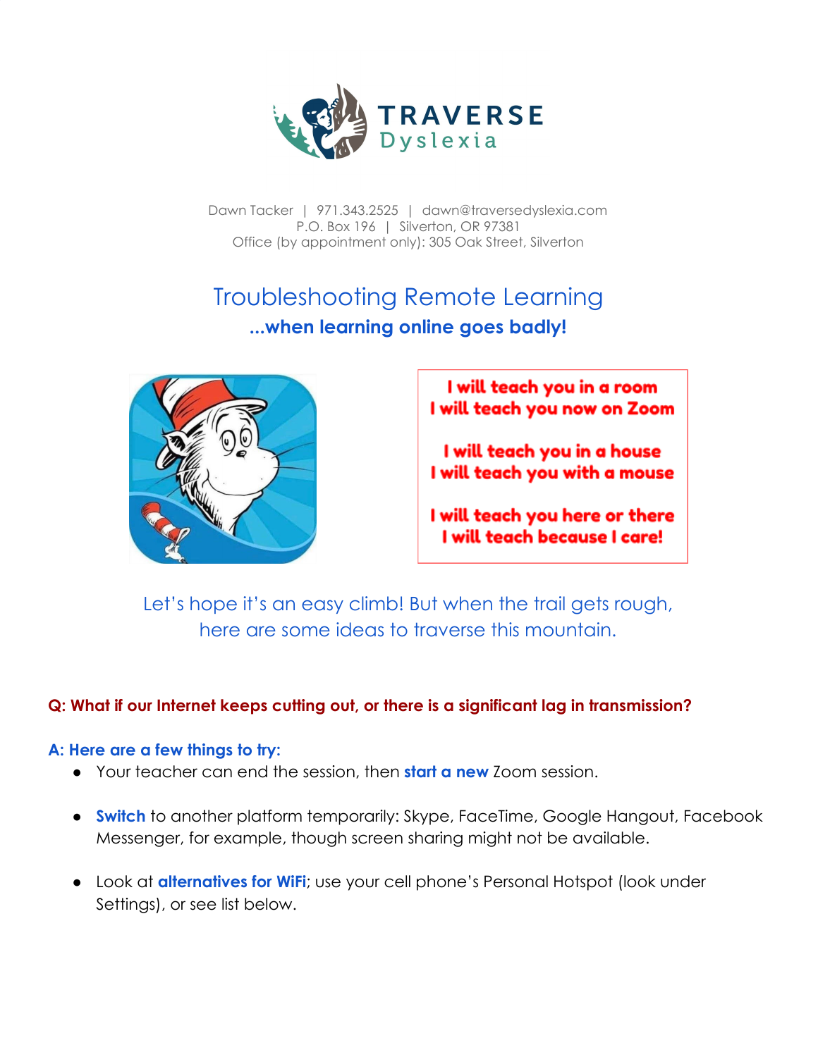TRAVERSE Dyslexia

Dawn Tacker | 971.343.2525 | dawn@traversedyslexia.com
P.O. Box 196 | Silverton, OR 97381
Office (by appointment only): 305 Oak Street, Silverton

# Troubleshooting Remote Learning

**...when learning online goes badly!**

**I will teach you in a room**
**I will teach you now on Zoom**

**I will teach you in a house**
**I will teach you with a mouse**

**I will teach you here or there**
**I will teach because I care!**

Let's hope it's an easy climb! But when the trail gets rough, here are some ideas to traverse this mountain.

**Q: What if our Internet keeps cutting out, or there is a significant lag in transmission?**

**A: Here are a few things to try:**

- Your teacher can end the session, then **start a new** Zoom session.
- **Switch** to another platform temporarily: Skype, FaceTime, Google Hangout, Facebook Messenger, for example, though screen sharing might not be available.
- Look at **alternatives for WiFi**; use your cell phone's Personal Hotspot (look under Settings), or see list below.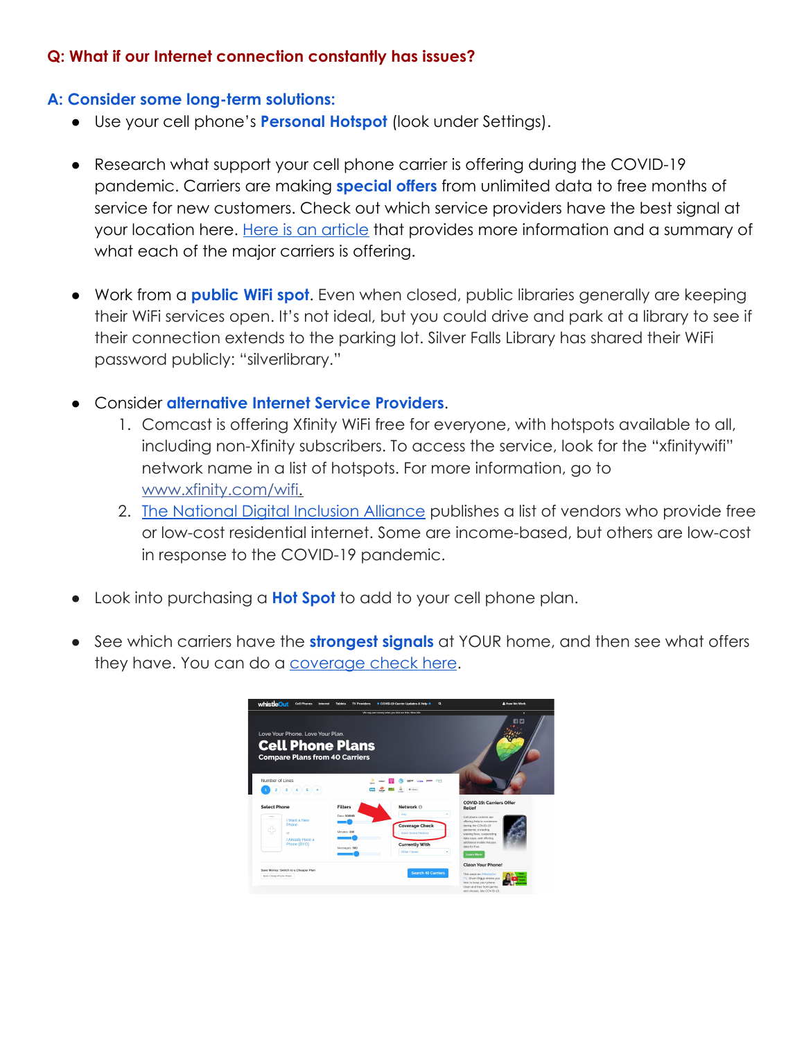**Q: What if our Internet connection constantly has issues?**

**A: Consider some long-term solutions:**

- Use your cell phone's **Personal Hotspot** (look under Settings).

- Research what support your cell phone carrier is offering during the COVID-19 pandemic. Carriers are making **special offers** from unlimited data to free months of service for new customers. Check out which service providers have the best signal at your location here. Here is an article that provides more information and a summary of what each of the major carriers is offering.

- Work from a **public WiFi spot**. Even when closed, public libraries generally are keeping their WiFi services open. It's not ideal, but you could drive and park at a library to see if their connection extends to the parking lot. Silver Falls Library has shared their WiFi password publicly: "silverlibrary."

- Consider **alternative Internet Service Providers**.
  1. Comcast is offering Xfinity WiFi free for everyone, with hotspots available to all, including non-Xfinity subscribers. To access the service, look for the "xfinitywifi" network name in a list of hotspots. For more information, go to www.xfinity.com/wifi.
  2. The National Digital Inclusion Alliance publishes a list of vendors who provide free or low-cost residential internet. Some are income-based, but others are low-cost in response to the COVID-19 pandemic.

- Look into purchasing a **Hot Spot** to add to your cell phone plan.

- See which carriers have the **strongest signals** at YOUR home, and then see what offers they have. You can do a coverage check here.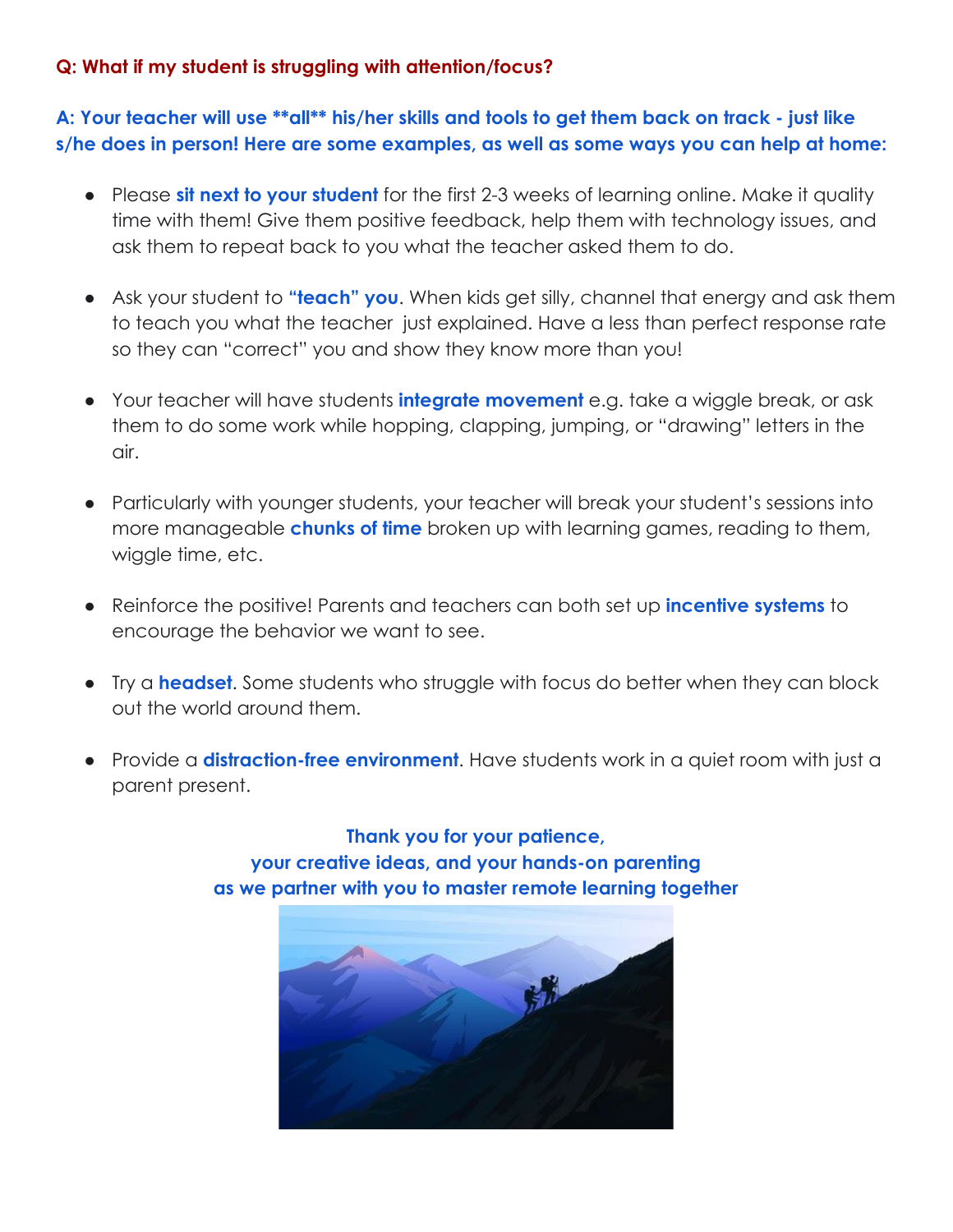**Q: What if my student is struggling with attention/focus?**

**A: Your teacher will use **all** his/her skills and tools to get them back on track - just like s/he does in person! Here are some examples, as well as some ways you can help at home:**

- Please **sit next to your student** for the first 2-3 weeks of learning online. Make it quality time with them! Give them positive feedback, help them with technology issues, and ask them to repeat back to you what the teacher asked them to do.
- Ask your student to **"teach" you**. When kids get silly, channel that energy and ask them to teach you what the teacher just explained. Have a less than perfect response rate so they can "correct" you and show they know more than you!
- Your teacher will have students **integrate movement** e.g. take a wiggle break, or ask them to do some work while hopping, clapping, jumping, or "drawing" letters in the air.
- Particularly with younger students, your teacher will break your student's sessions into more manageable **chunks of time** broken up with learning games, reading to them, wiggle time, etc.
- Reinforce the positive! Parents and teachers can both set up **incentive systems** to encourage the behavior we want to see.
- Try a **headset**. Some students who struggle with focus do better when they can block out the world around them.
- Provide a **distraction-free environment**. Have students work in a quiet room with just a parent present.

**Thank you for your patience,**
**your creative ideas, and your hands-on parenting**
**as we partner with you to master remote learning together**